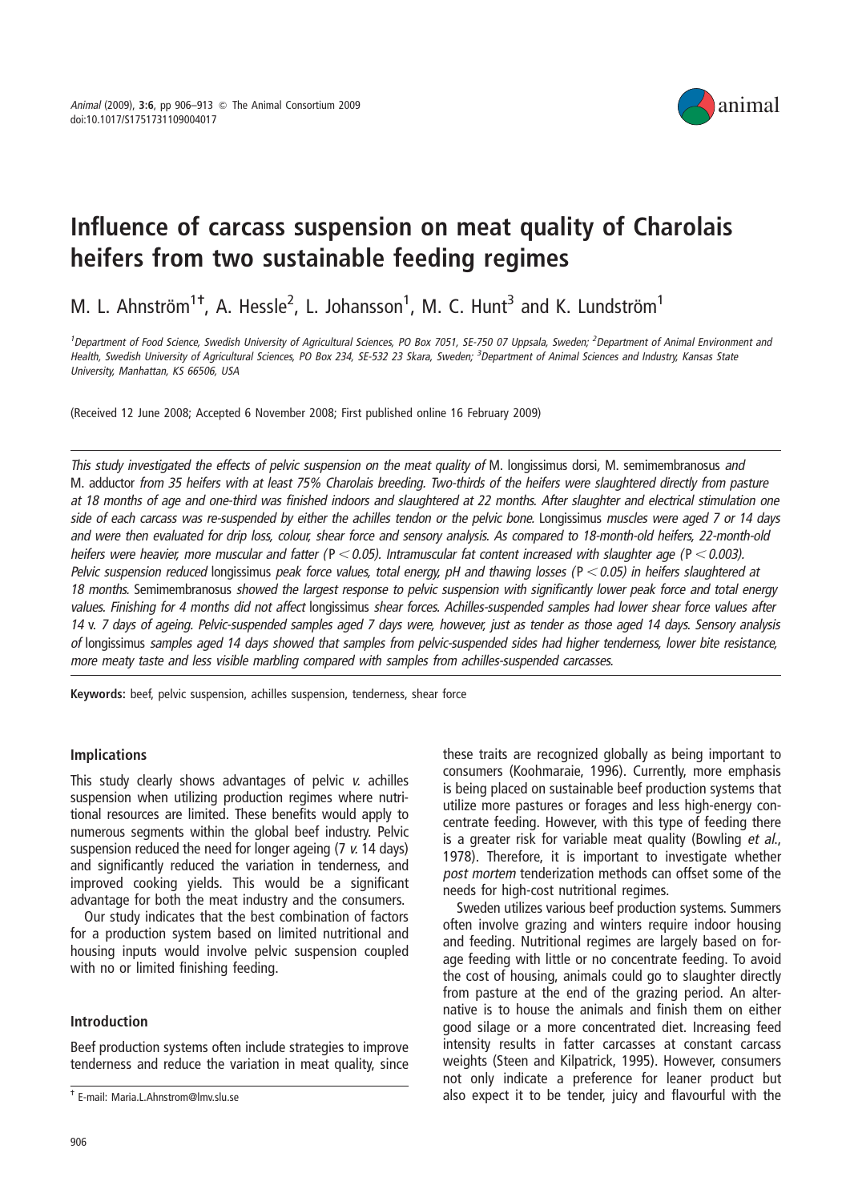# Influence of carcass suspension on meat quality of Charolais heifers from two sustainable feeding regimes

M. L. Ahnström[1†], A. Hessle[2], L. Johansson[1], M. C. Hunt[3] and K. Lundström[1]

[1]Department of Food Science, Swedish University of Agricultural Sciences, PO Box 7051, SE-750 07 Uppsala, Sweden; [2]Department of Animal Environment and Health, Swedish University of Agricultural Sciences, PO Box 234, SE-532 23 Skara, Sweden; [3]Department of Animal Sciences and Industry, Kansas State University, Manhattan, KS 66506, USA

(Received 12 June 2008; Accepted 6 November 2008; First published online 16 February 2009)

*This study investigated the effects of pelvic suspension on the meat quality of* M. longissimus dorsi*,* M. semimembranosus *and* M. adductor *from 35 heifers with at least 75% Charolais breeding. Two-thirds of the heifers were slaughtered directly from pasture at 18 months of age and one-third was finished indoors and slaughtered at 22 months. After slaughter and electrical stimulation one side of each carcass was re-suspended by either the achilles tendon or the pelvic bone.* Longissimus *muscles were aged 7 or 14 days and were then evaluated for drip loss, colour, shear force and sensory analysis. As compared to 18-month-old heifers, 22-month-old heifers were heavier, more muscular and fatter ($P < 0.05$). Intramuscular fat content increased with slaughter age ($P < 0.003$). Pelvic suspension reduced* longissimus *peak force values, total energy, pH and thawing losses ($P < 0.05$) in heifers slaughtered at 18 months.* Semimembranosus *showed the largest response to pelvic suspension with significantly lower peak force and total energy values. Finishing for 4 months did not affect* longissimus *shear forces. Achilles-suspended samples had lower shear force values after 14* v. *7 days of ageing. Pelvic-suspended samples aged 7 days were, however, just as tender as those aged 14 days. Sensory analysis of* longissimus *samples aged 14 days showed that samples from pelvic-suspended sides had higher tenderness, lower bite resistance, more meaty taste and less visible marbling compared with samples from achilles-suspended carcasses.*

**Keywords:** beef, pelvic suspension, achilles suspension, tenderness, shear force

## Implications

This study clearly shows advantages of pelvic *v.* achilles suspension when utilizing production regimes where nutritional resources are limited. These benefits would apply to numerous segments within the global beef industry. Pelvic suspension reduced the need for longer ageing (7 *v.* 14 days) and significantly reduced the variation in tenderness, and improved cooking yields. This would be a significant advantage for both the meat industry and the consumers.

Our study indicates that the best combination of factors for a production system based on limited nutritional and housing inputs would involve pelvic suspension coupled with no or limited finishing feeding.

## Introduction

Beef production systems often include strategies to improve tenderness and reduce the variation in meat quality, since these traits are recognized globally as being important to consumers (Koohmaraie, 1996). Currently, more emphasis is being placed on sustainable beef production systems that utilize more pastures or forages and less high-energy concentrate feeding. However, with this type of feeding there is a greater risk for variable meat quality (Bowling *et al.*, 1978). Therefore, it is important to investigate whether *post mortem* tenderization methods can offset some of the needs for high-cost nutritional regimes.

Sweden utilizes various beef production systems. Summers often involve grazing and winters require indoor housing and feeding. Nutritional regimes are largely based on forage feeding with little or no concentrate feeding. To avoid the cost of housing, animals could go to slaughter directly from pasture at the end of the grazing period. An alternative is to house the animals and finish them on either good silage or a more concentrated diet. Increasing feed intensity results in fatter carcasses at constant carcass weights (Steen and Kilpatrick, 1995). However, consumers not only indicate a preference for leaner product but also expect it to be tender, juicy and flavourful with the

† E-mail: Maria.L.Ahnstrom@lmv.slu.se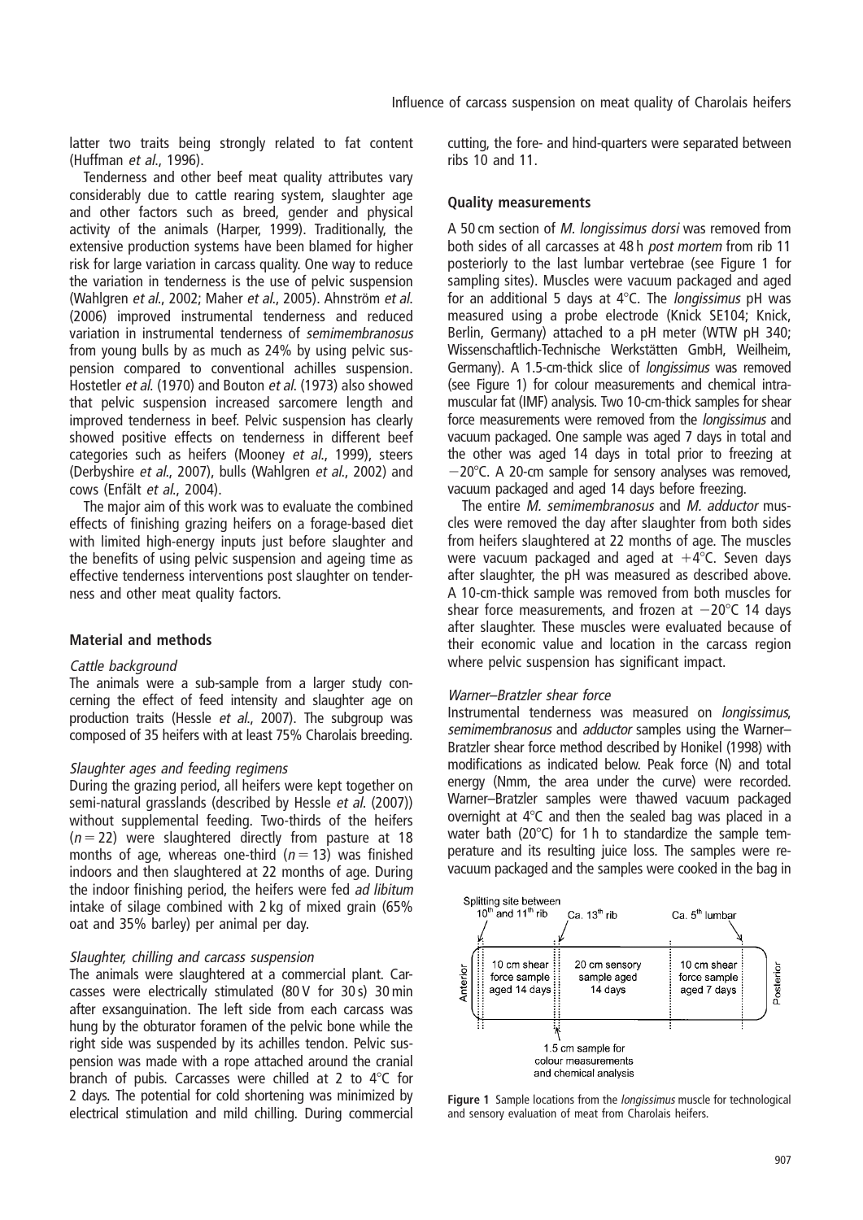latter two traits being strongly related to fat content (Huffman *et al.*, 1996).

Tenderness and other beef meat quality attributes vary considerably due to cattle rearing system, slaughter age and other factors such as breed, gender and physical activity of the animals (Harper, 1999). Traditionally, the extensive production systems have been blamed for higher risk for large variation in carcass quality. One way to reduce the variation in tenderness is the use of pelvic suspension (Wahlgren *et al.*, 2002; Maher *et al.*, 2005). Ahnström *et al.* (2006) improved instrumental tenderness and reduced variation in instrumental tenderness of *semimembranosus* from young bulls by as much as 24% by using pelvic suspension compared to conventional achilles suspension. Hostetler *et al.* (1970) and Bouton *et al.* (1973) also showed that pelvic suspension increased sarcomere length and improved tenderness in beef. Pelvic suspension has clearly showed positive effects on tenderness in different beef categories such as heifers (Mooney *et al.*, 1999), steers (Derbyshire *et al.*, 2007), bulls (Wahlgren *et al.*, 2002) and cows (Enfält *et al.*, 2004).

The major aim of this work was to evaluate the combined effects of finishing grazing heifers on a forage-based diet with limited high-energy inputs just before slaughter and the benefits of using pelvic suspension and ageing time as effective tenderness interventions post slaughter on tenderness and other meat quality factors.

## Material and methods

### *Cattle background*

The animals were a sub-sample from a larger study concerning the effect of feed intensity and slaughter age on production traits (Hessle *et al.*, 2007). The subgroup was composed of 35 heifers with at least 75% Charolais breeding.

### *Slaughter ages and feeding regimens*

During the grazing period, all heifers were kept together on semi-natural grasslands (described by Hessle *et al.* (2007)) without supplemental feeding. Two-thirds of the heifers ($n = 22$) were slaughtered directly from pasture at 18 months of age, whereas one-third ($n = 13$) was finished indoors and then slaughtered at 22 months of age. During the indoor finishing period, the heifers were fed *ad libitum* intake of silage combined with 2 kg of mixed grain (65% oat and 35% barley) per animal per day.

### *Slaughter, chilling and carcass suspension*

The animals were slaughtered at a commercial plant. Carcasses were electrically stimulated (80 V for 30 s) 30 min after exsanguination. The left side from each carcass was hung by the obturator foramen of the pelvic bone while the right side was suspended by its achilles tendon. Pelvic suspension was made with a rope attached around the cranial branch of pubis. Carcasses were chilled at 2 to 4°C for 2 days. The potential for cold shortening was minimized by electrical stimulation and mild chilling. During commercial cutting, the fore- and hind-quarters were separated between ribs 10 and 11.

### Quality measurements

A 50 cm section of *M. longissimus dorsi* was removed from both sides of all carcasses at 48 h *post mortem* from rib 11 posteriorly to the last lumbar vertebrae (see Figure 1 for sampling sites). Muscles were vacuum packaged and aged for an additional 5 days at 4°C. The *longissimus* pH was measured using a probe electrode (Knick SE104; Knick, Berlin, Germany) attached to a pH meter (WTW pH 340; Wissenschaftlich-Technische Werkstätten GmbH, Weilheim, Germany). A 1.5-cm-thick slice of *longissimus* was removed (see Figure 1) for colour measurements and chemical intramuscular fat (IMF) analysis. Two 10-cm-thick samples for shear force measurements were removed from the *longissimus* and vacuum packaged. One sample was aged 7 days in total and the other was aged 14 days in total prior to freezing at −20°C. A 20-cm sample for sensory analyses was removed, vacuum packaged and aged 14 days before freezing.

The entire *M. semimembranosus* and *M. adductor* muscles were removed the day after slaughter from both sides from heifers slaughtered at 22 months of age. The muscles were vacuum packaged and aged at +4°C. Seven days after slaughter, the pH was measured as described above. A 10-cm-thick sample was removed from both muscles for shear force measurements, and frozen at −20°C 14 days after slaughter. These muscles were evaluated because of their economic value and location in the carcass region where pelvic suspension has significant impact.

### *Warner–Bratzler shear force*

Instrumental tenderness was measured on *longissimus*, *semimembranosus* and *adductor* samples using the Warner–Bratzler shear force method described by Honikel (1998) with modifications as indicated below. Peak force (N) and total energy (Nmm, the area under the curve) were recorded. Warner–Bratzler samples were thawed vacuum packaged overnight at 4°C and then the sealed bag was placed in a water bath (20°C) for 1 h to standardize the sample temperature and its resulting juice loss. The samples were re-vacuum packaged and the samples were cooked in the bag in

Splitting site between 10th and 11th rib | Ca. 13th rib | Ca. 5th lumbar

Anterior | 10 cm shear force sample aged 14 days | 20 cm sensory sample aged 14 days | 10 cm shear force sample aged 7 days | Posterior

1.5 cm sample for colour measurements and chemical analysis

**Figure 1** Sample locations from the *longissimus* muscle for technological and sensory evaluation of meat from Charolais heifers.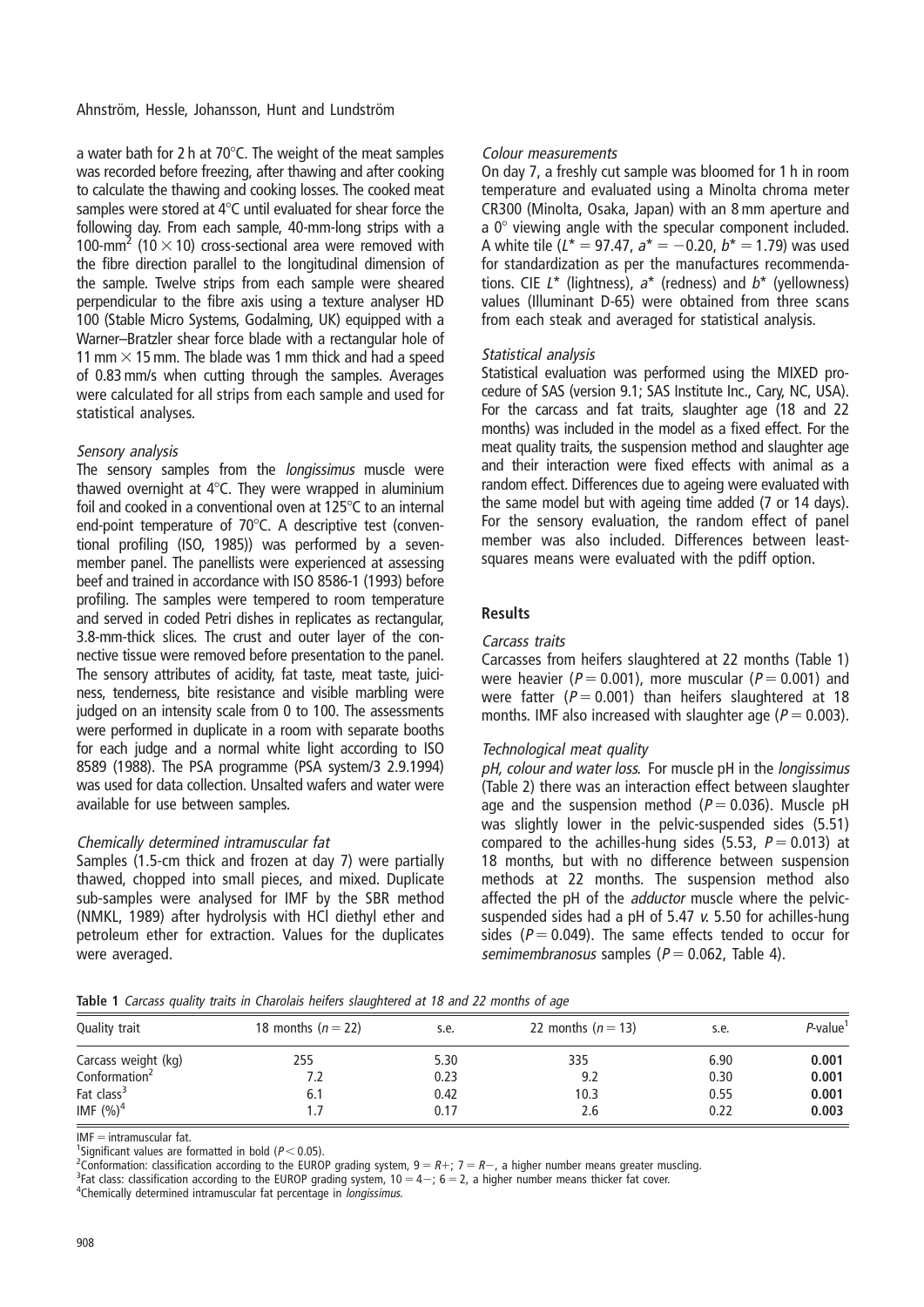a water bath for 2 h at 70°C. The weight of the meat samples was recorded before freezing, after thawing and after cooking to calculate the thawing and cooking losses. The cooked meat samples were stored at 4°C until evaluated for shear force the following day. From each sample, 40-mm-long strips with a 100-mm$^2$ (10 × 10) cross-sectional area were removed with the fibre direction parallel to the longitudinal dimension of the sample. Twelve strips from each sample were sheared perpendicular to the fibre axis using a texture analyser HD 100 (Stable Micro Systems, Godalming, UK) equipped with a Warner–Bratzler shear force blade with a rectangular hole of 11 mm × 15 mm. The blade was 1 mm thick and had a speed of 0.83 mm/s when cutting through the samples. Averages were calculated for all strips from each sample and used for statistical analyses.

*Sensory analysis*

The sensory samples from the *longissimus* muscle were thawed overnight at 4°C. They were wrapped in aluminium foil and cooked in a conventional oven at 125°C to an internal end-point temperature of 70°C. A descriptive test (conventional profiling (ISO, 1985)) was performed by a seven-member panel. The panellists were experienced at assessing beef and trained in accordance with ISO 8586-1 (1993) before profiling. The samples were tempered to room temperature and served in coded Petri dishes in replicates as rectangular, 3.8-mm-thick slices. The crust and outer layer of the connective tissue were removed before presentation to the panel. The sensory attributes of acidity, fat taste, meat taste, juiciness, tenderness, bite resistance and visible marbling were judged on an intensity scale from 0 to 100. The assessments were performed in duplicate in a room with separate booths for each judge and a normal white light according to ISO 8589 (1988). The PSA programme (PSA system/3 2.9.1994) was used for data collection. Unsalted wafers and water were available for use between samples.

*Chemically determined intramuscular fat*

Samples (1.5-cm thick and frozen at day 7) were partially thawed, chopped into small pieces, and mixed. Duplicate sub-samples were analysed for IMF by the SBR method (NMKL, 1989) after hydrolysis with HCl diethyl ether and petroleum ether for extraction. Values for the duplicates were averaged.

*Colour measurements*

On day 7, a freshly cut sample was bloomed for 1 h in room temperature and evaluated using a Minolta chroma meter CR300 (Minolta, Osaka, Japan) with an 8 mm aperture and a 0° viewing angle with the specular component included. A white tile ($L^* = 97.47$, $a^* = -0.20$, $b^* = 1.79$) was used for standardization as per the manufactures recommendations. CIE $L^*$ (lightness), $a^*$ (redness) and $b^*$ (yellowness) values (Illuminant D-65) were obtained from three scans from each steak and averaged for statistical analysis.

*Statistical analysis*

Statistical evaluation was performed using the MIXED procedure of SAS (version 9.1; SAS Institute Inc., Cary, NC, USA). For the carcass and fat traits, slaughter age (18 and 22 months) was included in the model as a fixed effect. For the meat quality traits, the suspension method and slaughter age and their interaction were fixed effects with animal as a random effect. Differences due to ageing were evaluated with the same model but with ageing time added (7 or 14 days). For the sensory evaluation, the random effect of panel member was also included. Differences between least-squares means were evaluated with the pdiff option.

## Results

*Carcass traits*

Carcasses from heifers slaughtered at 22 months (Table 1) were heavier ($P = 0.001$), more muscular ($P = 0.001$) and were fatter ($P = 0.001$) than heifers slaughtered at 18 months. IMF also increased with slaughter age ($P = 0.003$).

*Technological meat quality*

*pH, colour and water loss.* For muscle pH in the *longissimus* (Table 2) there was an interaction effect between slaughter age and the suspension method ($P = 0.036$). Muscle pH was slightly lower in the pelvic-suspended sides (5.51) compared to the achilles-hung sides (5.53, $P = 0.013$) at 18 months, but with no difference between suspension methods at 22 months. The suspension method also affected the pH of the *adductor* muscle where the pelvic-suspended sides had a pH of 5.47 *v.* 5.50 for achilles-hung sides ($P = 0.049$). The same effects tended to occur for *semimembranosus* samples ($P = 0.062$, Table 4).

**Table 1** *Carcass quality traits in Charolais heifers slaughtered at 18 and 22 months of age*

| Quality trait | 18 months ($n = 22$) | s.e. | 22 months ($n = 13$) | s.e. | *P*-value[1] |
|---|---|---|---|---|---|
| Carcass weight (kg) | 255 | 5.30 | 335 | 6.90 | **0.001** |
| Conformation[2] | 7.2 | 0.23 | 9.2 | 0.30 | **0.001** |
| Fat class[3] | 6.1 | 0.42 | 10.3 | 0.55 | **0.001** |
| IMF (%)[4] | 1.7 | 0.17 | 2.6 | 0.22 | **0.003** |

IMF = intramuscular fat.
[1]Significant values are formatted in bold ($P < 0.05$).
[2]Conformation: classification according to the EUROP grading system, 9 = R+; 7 = R−, a higher number means greater muscling.
[3]Fat class: classification according to the EUROP grading system, 10 = 4−; 6 = 2, a higher number means thicker fat cover.
[4]Chemically determined intramuscular fat percentage in *longissimus*.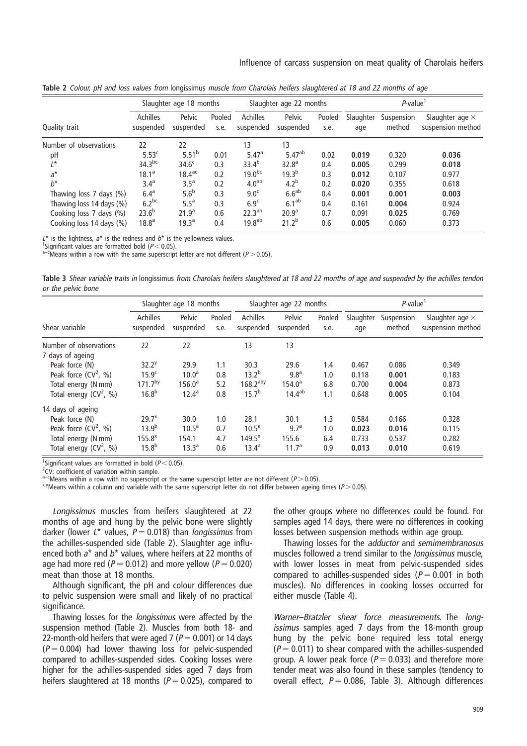**Table 2** *Colour, pH and loss values from* longissimus *muscle from Charolais heifers slaughtered at 18 and 22 months of age*

| | Slaughter age 18 months | | | Slaughter age 22 months | | | $P$-value[1] | | |
|---|---|---|---|---|---|---|---|---|---|
| Quality trait | Achilles suspended | Pelvic suspended | Pooled s.e. | Achilles suspended | Pelvic suspended | Pooled s.e. | Slaughter age | Suspension method | Slaughter age × suspension method |
| Number of observations | 22 | 22 | | 13 | 13 | | | | |
| pH | 5.53[c] | 5.51[b] | 0.01 | 5.47[a] | 5.47[ab] | 0.02 | **0.019** | 0.320 | **0.036** |
| $L^*$ | 34.3[bc] | 34.6[c] | 0.3 | 33.4[b] | 32.8[a] | 0.4 | **0.005** | 0.299 | **0.018** |
| $a^*$ | 18.1[a] | 18.4[ac] | 0.2 | 19.0[bc] | 19.3[b] | 0.3 | **0.012** | 0.107 | 0.977 |
| $b^*$ | 3.4[a] | 3.5[a] | 0.2 | 4.0[ab] | 4.2[b] | 0.2 | **0.020** | 0.355 | 0.618 |
| Thawing loss 7 days (%) | 6.4[a] | 5.6[b] | 0.3 | 9.0[c] | 6.6[ab] | 0.4 | **0.001** | **0.001** | **0.003** |
| Thawing loss 14 days (%) | 6.2[bc] | 5.5[a] | 0.3 | 6.9[c] | 6.1[ab] | 0.4 | 0.161 | **0.004** | 0.924 |
| Cooking loss 7 days (%) | 23.6[b] | 21.9[a] | 0.6 | 22.3[ab] | 20.9[a] | 0.7 | 0.091 | **0.025** | 0.769 |
| Cooking loss 14 days (%) | 18.8[a] | 19.3[a] | 0.4 | 19.8[ab] | 21.2[b] | 0.6 | **0.005** | 0.060 | 0.373 |

$L^*$ is the lightness, $a^*$ is the redness and $b^*$ is the yellowness values.
[1]Significant values are formatted bold ($P < 0.05$).
[a–c]Means within a row with the same superscript letter are not different ($P > 0.05$).

**Table 3** *Shear variable traits in* longissimus *from Charolais heifers slaughtered at 18 and 22 months of age and suspended by the achilles tendon or the pelvic bone*

| | Slaughter age 18 months | | | Slaughter age 22 months | | | $P$-value[1] | | |
|---|---|---|---|---|---|---|---|---|---|
| Shear variable | Achilles suspended | Pelvic suspended | Pooled s.e. | Achilles suspended | Pelvic suspended | Pooled s.e. | Slaughter age | Suspension method | Slaughter age × suspension method |
| Number of observations | 22 | 22 | | 13 | 13 | | | | |
| 7 days of ageing | | | | | | | | | |
| Peak force (N) | 32.2[y] | 29.9 | 1.1 | 30.3 | 29.6 | 1.4 | 0.467 | 0.086 | 0.349 |
| Peak force (CV[2], %) | 15.9[c] | 10.0[a] | 0.8 | 13.2[b] | 9.8[a] | 1.0 | 0.118 | **0.001** | 0.183 |
| Total energy (N mm) | 171.7[by] | 156.0[a] | 5.2 | 168.2[aby] | 154.0[a] | 6.8 | 0.700 | **0.004** | 0.873 |
| Total energy (CV[2], %) | 16.8[b] | 12.4[a] | 0.8 | 15.7[b] | 14.4[ab] | 1.1 | 0.648 | **0.005** | 0.104 |
| 14 days of ageing | | | | | | | | | |
| Peak force (N) | 29.7[x] | 30.0 | 1.0 | 28.1 | 30.1 | 1.3 | 0.584 | 0.166 | 0.328 |
| Peak force (CV[2], %) | 13.9[b] | 10.5[a] | 0.7 | 10.5[a] | 9.7[a] | 1.0 | **0.023** | **0.016** | 0.115 |
| Total energy (N mm) | 155.8[x] | 154.1 | 4.7 | 149.5[x] | 155.6 | 6.4 | 0.733 | 0.537 | 0.282 |
| Total energy (CV[2], %) | 15.8[b] | 13.3[a] | 0.6 | 13.4[a] | 11.7[a] | 0.9 | **0.013** | **0.010** | 0.619 |

[1]Significant values are formatted in bold ($P < 0.05$).
[2]CV: coefficient of variation within sample.
[a–c]Means within a row with no superscript or the same superscript letter are not different ($P > 0.05$).
[x,y]Means within a column and variable with the same superscript letter do not differ between ageing times ($P > 0.05$).

*Longissimus* muscles from heifers slaughtered at 22 months of age and hung by the pelvic bone were slightly darker (lower $L^*$ values, $P = 0.018$) than *longissimus* from the achilles-suspended side (Table 2). Slaughter age influenced both $a^*$ and $b^*$ values, where heifers at 22 months of age had more red ($P = 0.012$) and more yellow ($P = 0.020$) meat than those at 18 months.

Although significant, the pH and colour differences due to pelvic suspension were small and likely of no practical significance.

Thawing losses for the *longissimus* were affected by the suspension method (Table 2). Muscles from both 18- and 22-month-old heifers that were aged 7 ($P = 0.001$) or 14 days ($P = 0.004$) had lower thawing loss for pelvic-suspended compared to achilles-suspended sides. Cooking losses were higher for the achilles-suspended sides aged 7 days from heifers slaughtered at 18 months ($P = 0.025$), compared to the other groups where no differences could be found. For samples aged 14 days, there were no differences in cooking losses between suspension methods within age group.

Thawing losses for the *adductor* and *semimembranosus* muscles followed a trend similar to the *longissimus* muscle, with lower losses in meat from pelvic-suspended sides compared to achilles-suspended sides ($P = 0.001$ in both muscles). No differences in cooking losses occurred for either muscle (Table 4).

*Warner–Bratzler shear force measurements*. The *longissimus* samples aged 7 days from the 18-month group hung by the pelvic bone required less total energy ($P = 0.011$) to shear compared with the achilles-suspended group. A lower peak force ($P = 0.033$) and therefore more tender meat was also found in these samples (tendency to overall effect, $P = 0.086$, Table 3). Although differences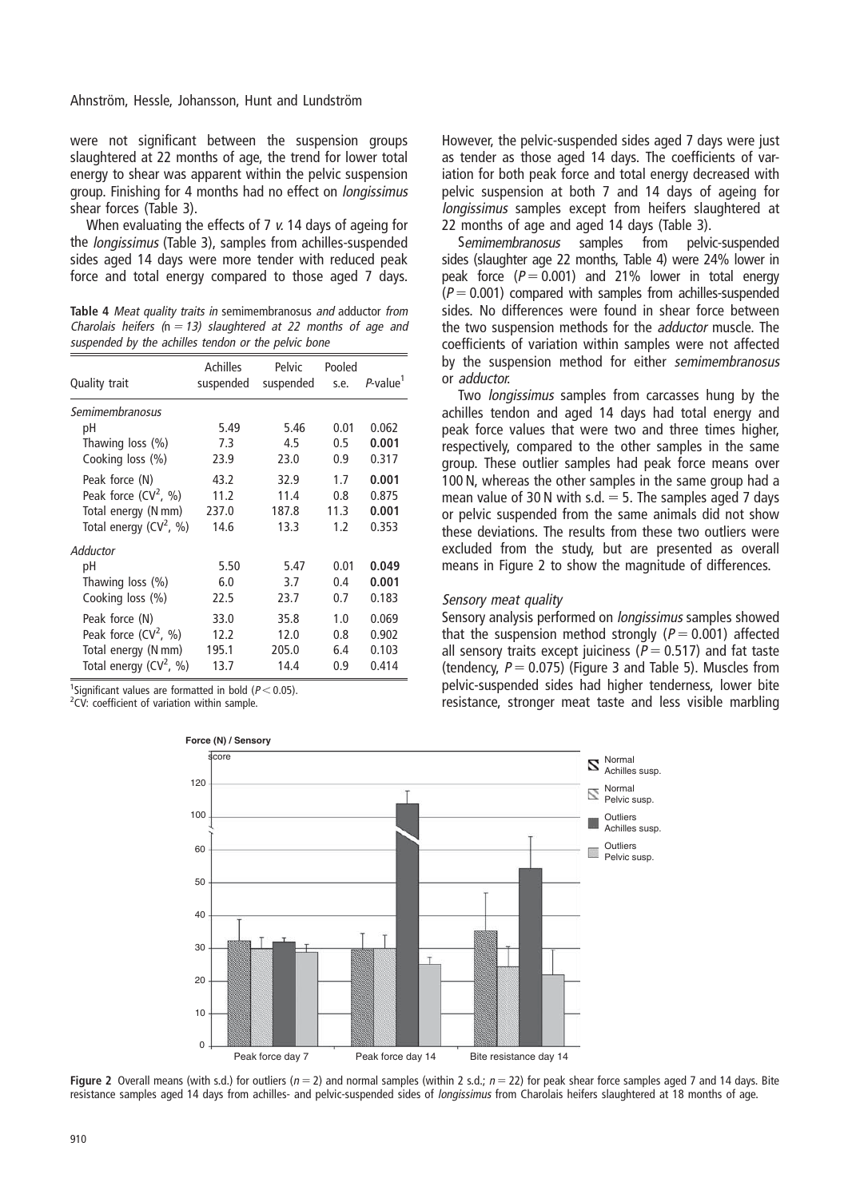were not significant between the suspension groups slaughtered at 22 months of age, the trend for lower total energy to shear was apparent within the pelvic suspension group. Finishing for 4 months had no effect on *longissimus* shear forces (Table 3).

When evaluating the effects of 7 *v.* 14 days of ageing for the *longissimus* (Table 3), samples from achilles-suspended sides aged 14 days were more tender with reduced peak force and total energy compared to those aged 7 days. However, the pelvic-suspended sides aged 7 days were just as tender as those aged 14 days. The coefficients of variation for both peak force and total energy decreased with pelvic suspension at both 7 and 14 days of ageing for *longissimus* samples except from heifers slaughtered at 22 months of age and aged 14 days (Table 3).

*Semimembranosus* samples from pelvic-suspended sides (slaughter age 22 months, Table 4) were 24% lower in peak force ($P = 0.001$) and 21% lower in total energy ($P = 0.001$) compared with samples from achilles-suspended sides. No differences were found in shear force between the two suspension methods for the *adductor* muscle. The coefficients of variation within samples were not affected by the suspension method for either *semimembranosus* or *adductor*.

**Table 4** *Meat quality traits in* semimembranosus *and* adductor *from Charolais heifers (*n *= 13) slaughtered at 22 months of age and suspended by the achilles tendon or the pelvic bone*

| Quality trait | Achilles suspended | Pelvic suspended | Pooled s.e. | *P*-value[1] |
|---|---|---|---|---|
| *Semimembranosus* | | | | |
| pH | 5.49 | 5.46 | 0.01 | 0.062 |
| Thawing loss (%) | 7.3 | 4.5 | 0.5 | **0.001** |
| Cooking loss (%) | 23.9 | 23.0 | 0.9 | 0.317 |
| Peak force (N) | 43.2 | 32.9 | 1.7 | **0.001** |
| Peak force (CV[2], %) | 11.2 | 11.4 | 0.8 | 0.875 |
| Total energy (N mm) | 237.0 | 187.8 | 11.3 | **0.001** |
| Total energy (CV[2], %) | 14.6 | 13.3 | 1.2 | 0.353 |
| *Adductor* | | | | |
| pH | 5.50 | 5.47 | 0.01 | **0.049** |
| Thawing loss (%) | 6.0 | 3.7 | 0.4 | **0.001** |
| Cooking loss (%) | 22.5 | 23.7 | 0.7 | 0.183 |
| Peak force (N) | 33.0 | 35.8 | 1.0 | 0.069 |
| Peak force (CV[2], %) | 12.2 | 12.0 | 0.8 | 0.902 |
| Total energy (N mm) | 195.1 | 205.0 | 6.4 | 0.103 |
| Total energy (CV[2], %) | 13.7 | 14.4 | 0.9 | 0.414 |

[1]Significant values are formatted in bold ($P < 0.05$).
[2]CV: coefficient of variation within sample.

Two *longissimus* samples from carcasses hung by the achilles tendon and aged 14 days had total energy and peak force values that were two and three times higher, respectively, compared to the other samples in the same group. These outlier samples had peak force means over 100 N, whereas the other samples in the same group had a mean value of 30 N with s.d. = 5. The samples aged 7 days or pelvic suspended from the same animals did not show these deviations. The results from these two outliers were excluded from the study, but are presented as overall means in Figure 2 to show the magnitude of differences.

### Sensory meat quality

Sensory analysis performed on *longissimus* samples showed that the suspension method strongly ($P = 0.001$) affected all sensory traits except juiciness ($P = 0.517$) and fat taste (tendency, $P = 0.075$) (Figure 3 and Table 5). Muscles from pelvic-suspended sides had higher tenderness, lower bite resistance, stronger meat taste and less visible marbling

**Figure 2** Overall means (with s.d.) for outliers ($n = 2$) and normal samples (within 2 s.d.; $n = 22$) for peak shear force samples aged 7 and 14 days. Bite resistance samples aged 14 days from achilles- and pelvic-suspended sides of *longissimus* from Charolais heifers slaughtered at 18 months of age.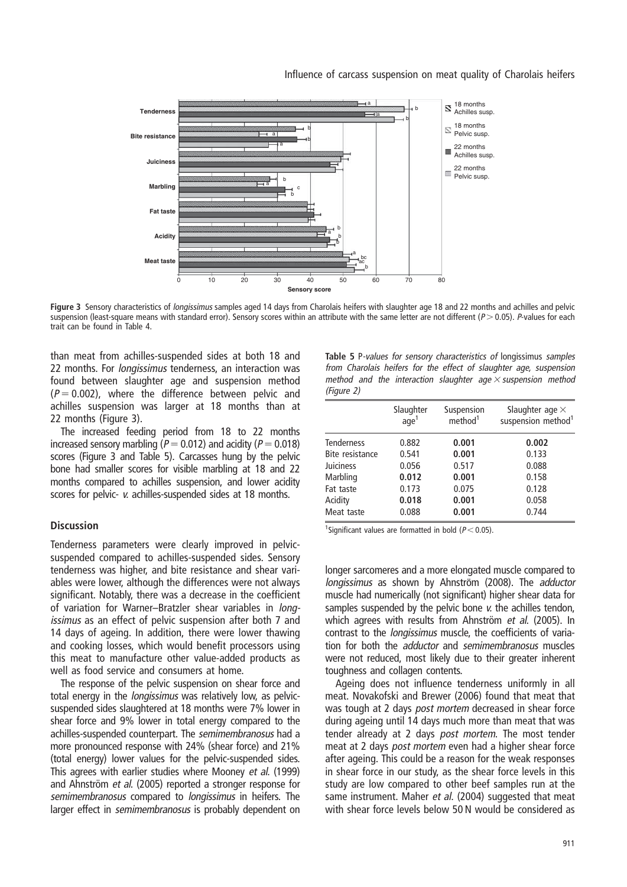**Figure 3** Sensory characteristics of *longissimus* samples aged 14 days from Charolais heifers with slaughter age 18 and 22 months and achilles and pelvic suspension (least-square means with standard error). Sensory scores within an attribute with the same letter are not different ($P > 0.05$). *P*-values for each trait can be found in Table 4.

than meat from achilles-suspended sides at both 18 and 22 months. For *longissimus* tenderness, an interaction was found between slaughter age and suspension method ($P = 0.002$), where the difference between pelvic and achilles suspension was larger at 18 months than at 22 months (Figure 3).

The increased feeding period from 18 to 22 months increased sensory marbling ($P = 0.012$) and acidity ($P = 0.018$) scores (Figure 3 and Table 5). Carcasses hung by the pelvic bone had smaller scores for visible marbling at 18 and 22 months compared to achilles suspension, and lower acidity scores for pelvic- *v.* achilles-suspended sides at 18 months.

**Table 5** *P-values for sensory characteristics of* longissimus *samples from Charolais heifers for the effect of slaughter age, suspension method and the interaction slaughter age × suspension method (Figure 2)*

| | Slaughter age[1] | Suspension method[1] | Slaughter age × suspension method[1] |
|---|---|---|---|
| Tenderness | 0.882 | **0.001** | **0.002** |
| Bite resistance | 0.541 | **0.001** | 0.133 |
| Juiciness | 0.056 | 0.517 | 0.088 |
| Marbling | **0.012** | **0.001** | 0.158 |
| Fat taste | 0.173 | 0.075 | 0.128 |
| Acidity | **0.018** | **0.001** | 0.058 |
| Meat taste | 0.088 | **0.001** | 0.744 |

[1]Significant values are formatted in bold ($P < 0.05$).

## Discussion

Tenderness parameters were clearly improved in pelvic-suspended compared to achilles-suspended sides. Sensory tenderness was higher, and bite resistance and shear variables were lower, although the differences were not always significant. Notably, there was a decrease in the coefficient of variation for Warner–Bratzler shear variables in *longissimus* as an effect of pelvic suspension after both 7 and 14 days of ageing. In addition, there were lower thawing and cooking losses, which would benefit processors using this meat to manufacture other value-added products as well as food service and consumers at home.

The response of the pelvic suspension on shear force and total energy in the *longissimus* was relatively low, as pelvic-suspended sides slaughtered at 18 months were 7% lower in shear force and 9% lower in total energy compared to the achilles-suspended counterpart. The *semimembranosus* had a more pronounced response with 24% (shear force) and 21% (total energy) lower values for the pelvic-suspended sides. This agrees with earlier studies where Mooney *et al.* (1999) and Ahnström *et al.* (2005) reported a stronger response for *semimembranosus* compared to *longissimus* in heifers. The larger effect in *semimembranosus* is probably dependent on longer sarcomeres and a more elongated muscle compared to *longissimus* as shown by Ahnström (2008). The *adductor* muscle had numerically (not significant) higher shear data for samples suspended by the pelvic bone *v.* the achilles tendon, which agrees with results from Ahnström *et al.* (2005). In contrast to the *longissimus* muscle, the coefficients of variation for both the *adductor* and *semimembranosus* muscles were not reduced, most likely due to their greater inherent toughness and collagen contents.

Ageing does not influence tenderness uniformly in all meat. Novakofski and Brewer (2006) found that meat that was tough at 2 days *post mortem* decreased in shear force during ageing until 14 days much more than meat that was tender already at 2 days *post mortem*. The most tender meat at 2 days *post mortem* even had a higher shear force after ageing. This could be a reason for the weak responses in shear force in our study, as the shear force levels in this study are low compared to other beef samples run at the same instrument. Maher *et al.* (2004) suggested that meat with shear force levels below 50 N would be considered as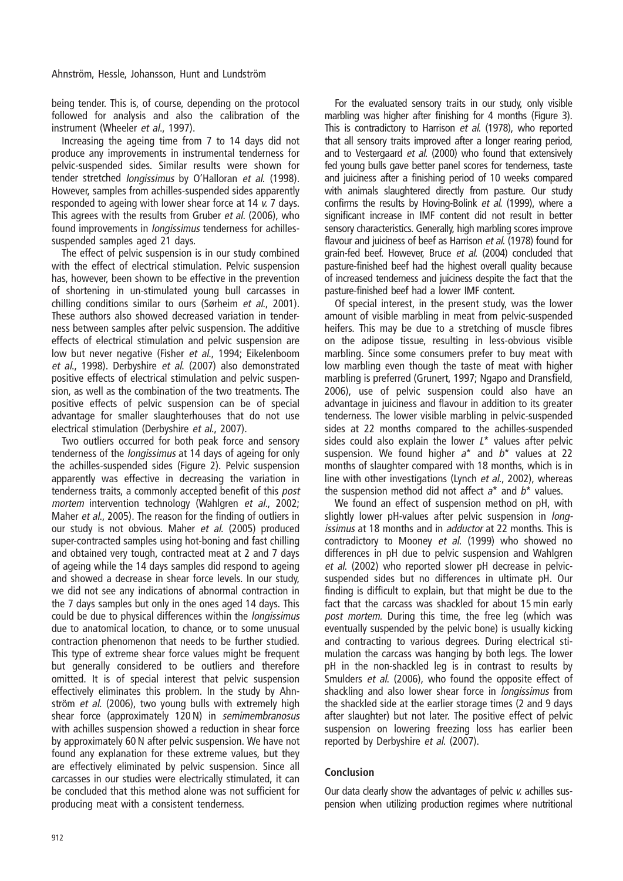being tender. This is, of course, depending on the protocol followed for analysis and also the calibration of the instrument (Wheeler *et al*., 1997).

Increasing the ageing time from 7 to 14 days did not produce any improvements in instrumental tenderness for pelvic-suspended sides. Similar results were shown for tender stretched *longissimus* by O'Halloran *et al*. (1998). However, samples from achilles-suspended sides apparently responded to ageing with lower shear force at 14 *v.* 7 days. This agrees with the results from Gruber *et al*. (2006), who found improvements in *longissimus* tenderness for achilles-suspended samples aged 21 days.

The effect of pelvic suspension is in our study combined with the effect of electrical stimulation. Pelvic suspension has, however, been shown to be effective in the prevention of shortening in un-stimulated young bull carcasses in chilling conditions similar to ours (Sørheim *et al*., 2001). These authors also showed decreased variation in tenderness between samples after pelvic suspension. The additive effects of electrical stimulation and pelvic suspension are low but never negative (Fisher *et al*., 1994; Eikelenboom *et al*., 1998). Derbyshire *et al*. (2007) also demonstrated positive effects of electrical stimulation and pelvic suspension, as well as the combination of the two treatments. The positive effects of pelvic suspension can be of special advantage for smaller slaughterhouses that do not use electrical stimulation (Derbyshire *et al*., 2007).

Two outliers occurred for both peak force and sensory tenderness of the *longissimus* at 14 days of ageing for only the achilles-suspended sides (Figure 2). Pelvic suspension apparently was effective in decreasing the variation in tenderness traits, a commonly accepted benefit of this *post mortem* intervention technology (Wahlgren *et al*., 2002; Maher *et al*., 2005). The reason for the finding of outliers in our study is not obvious. Maher *et al*. (2005) produced super-contracted samples using hot-boning and fast chilling and obtained very tough, contracted meat at 2 and 7 days of ageing while the 14 days samples did respond to ageing and showed a decrease in shear force levels. In our study, we did not see any indications of abnormal contraction in the 7 days samples but only in the ones aged 14 days. This could be due to physical differences within the *longissimus* due to anatomical location, to chance, or to some unusual contraction phenomenon that needs to be further studied. This type of extreme shear force values might be frequent but generally considered to be outliers and therefore omitted. It is of special interest that pelvic suspension effectively eliminates this problem. In the study by Ahnström *et al*. (2006), two young bulls with extremely high shear force (approximately 120 N) in *semimembranosus* with achilles suspension showed a reduction in shear force by approximately 60 N after pelvic suspension. We have not found any explanation for these extreme values, but they are effectively eliminated by pelvic suspension. Since all carcasses in our studies were electrically stimulated, it can be concluded that this method alone was not sufficient for producing meat with a consistent tenderness.

For the evaluated sensory traits in our study, only visible marbling was higher after finishing for 4 months (Figure 3). This is contradictory to Harrison *et al*. (1978), who reported that all sensory traits improved after a longer rearing period, and to Vestergaard *et al*. (2000) who found that extensively fed young bulls gave better panel scores for tenderness, taste and juiciness after a finishing period of 10 weeks compared with animals slaughtered directly from pasture. Our study confirms the results by Hoving-Bolink *et al*. (1999), where a significant increase in IMF content did not result in better sensory characteristics. Generally, high marbling scores improve flavour and juiciness of beef as Harrison *et al*. (1978) found for grain-fed beef. However, Bruce *et al*. (2004) concluded that pasture-finished beef had the highest overall quality because of increased tenderness and juiciness despite the fact that the pasture-finished beef had a lower IMF content.

Of special interest, in the present study, was the lower amount of visible marbling in meat from pelvic-suspended heifers. This may be due to a stretching of muscle fibres on the adipose tissue, resulting in less-obvious visible marbling. Since some consumers prefer to buy meat with low marbling even though the taste of meat with higher marbling is preferred (Grunert, 1997; Ngapo and Dransfield, 2006), use of pelvic suspension could also have an advantage in juiciness and flavour in addition to its greater tenderness. The lower visible marbling in pelvic-suspended sides at 22 months compared to the achilles-suspended sides could also explain the lower $L^*$ values after pelvic suspension. We found higher $a^*$ and $b^*$ values at 22 months of slaughter compared with 18 months, which is in line with other investigations (Lynch *et al*., 2002), whereas the suspension method did not affect $a^*$ and $b^*$ values.

We found an effect of suspension method on pH, with slightly lower pH-values after pelvic suspension in *longissimus* at 18 months and in *adductor* at 22 months. This is contradictory to Mooney *et al*. (1999) who showed no differences in pH due to pelvic suspension and Wahlgren *et al*. (2002) who reported slower pH decrease in pelvic-suspended sides but no differences in ultimate pH. Our finding is difficult to explain, but that might be due to the fact that the carcass was shackled for about 15 min early *post mortem*. During this time, the free leg (which was eventually suspended by the pelvic bone) is usually kicking and contracting to various degrees. During electrical stimulation the carcass was hanging by both legs. The lower pH in the non-shackled leg is in contrast to results by Smulders *et al*. (2006), who found the opposite effect of shackling and also lower shear force in *longissimus* from the shackled side at the earlier storage times (2 and 9 days after slaughter) but not later. The positive effect of pelvic suspension on lowering freezing loss has earlier been reported by Derbyshire *et al*. (2007).

## Conclusion

Our data clearly show the advantages of pelvic *v.* achilles suspension when utilizing production regimes where nutritional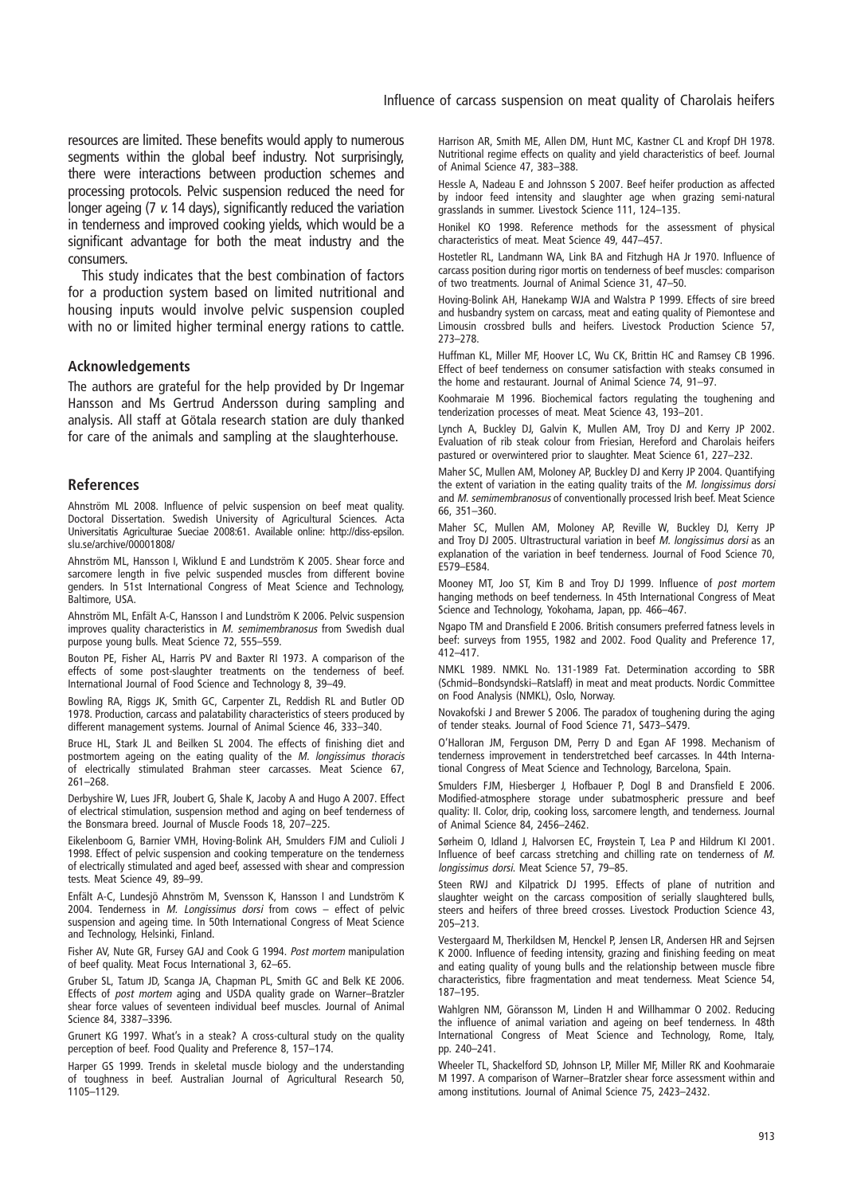resources are limited. These benefits would apply to numerous segments within the global beef industry. Not surprisingly, there were interactions between production schemes and processing protocols. Pelvic suspension reduced the need for longer ageing (7 *v.* 14 days), significantly reduced the variation in tenderness and improved cooking yields, which would be a significant advantage for both the meat industry and the consumers.

This study indicates that the best combination of factors for a production system based on limited nutritional and housing inputs would involve pelvic suspension coupled with no or limited higher terminal energy rations to cattle.

## Acknowledgements

The authors are grateful for the help provided by Dr Ingemar Hansson and Ms Gertrud Andersson during sampling and analysis. All staff at Götala research station are duly thanked for care of the animals and sampling at the slaughterhouse.

## References

Ahnström ML 2008. Influence of pelvic suspension on beef meat quality. Doctoral Dissertation. Swedish University of Agricultural Sciences. Acta Universitatis Agriculturae Sueciae 2008:61. Available online: http://diss-epsilon.slu.se/archive/00001808/

Ahnström ML, Hansson I, Wiklund E and Lundström K 2005. Shear force and sarcomere length in five pelvic suspended muscles from different bovine genders. In 51st International Congress of Meat Science and Technology, Baltimore, USA.

Ahnström ML, Enfält A-C, Hansson I and Lundström K 2006. Pelvic suspension improves quality characteristics in *M. semimembranosus* from Swedish dual purpose young bulls. Meat Science 72, 555–559.

Bouton PE, Fisher AL, Harris PV and Baxter RI 1973. A comparison of the effects of some post-slaughter treatments on the tenderness of beef. International Journal of Food Science and Technology 8, 39–49.

Bowling RA, Riggs JK, Smith GC, Carpenter ZL, Reddish RL and Butler OD 1978. Production, carcass and palatability characteristics of steers produced by different management systems. Journal of Animal Science 46, 333–340.

Bruce HL, Stark JL and Beilken SL 2004. The effects of finishing diet and postmortem ageing on the eating quality of the *M. longissimus thoracis* of electrically stimulated Brahman steer carcasses. Meat Science 67, 261–268.

Derbyshire W, Lues JFR, Joubert G, Shale K, Jacoby A and Hugo A 2007. Effect of electrical stimulation, suspension method and aging on beef tenderness of the Bonsmara breed. Journal of Muscle Foods 18, 207–225.

Eikelenboom G, Barnier VMH, Hoving-Bolink AH, Smulders FJM and Culioli J 1998. Effect of pelvic suspension and cooking temperature on the tenderness of electrically stimulated and aged beef, assessed with shear and compression tests. Meat Science 49, 89–99.

Enfält A-C, Lundesjö Ahnström M, Svensson K, Hansson I and Lundström K 2004. Tenderness in *M. Longissimus dorsi* from cows – effect of pelvic suspension and ageing time. In 50th International Congress of Meat Science and Technology, Helsinki, Finland.

Fisher AV, Nute GR, Fursey GAJ and Cook G 1994. *Post mortem* manipulation of beef quality. Meat Focus International 3, 62–65.

Gruber SL, Tatum JD, Scanga JA, Chapman PL, Smith GC and Belk KE 2006. Effects of *post mortem* aging and USDA quality grade on Warner–Bratzler shear force values of seventeen individual beef muscles. Journal of Animal Science 84, 3387–3396.

Grunert KG 1997. What's in a steak? A cross-cultural study on the quality perception of beef. Food Quality and Preference 8, 157–174.

Harper GS 1999. Trends in skeletal muscle biology and the understanding of toughness in beef. Australian Journal of Agricultural Research 50, 1105–1129.

Harrison AR, Smith ME, Allen DM, Hunt MC, Kastner CL and Kropf DH 1978. Nutritional regime effects on quality and yield characteristics of beef. Journal of Animal Science 47, 383–388.

Hessle A, Nadeau E and Johnsson S 2007. Beef heifer production as affected by indoor feed intensity and slaughter age when grazing semi-natural grasslands in summer. Livestock Science 111, 124–135.

Honikel KO 1998. Reference methods for the assessment of physical characteristics of meat. Meat Science 49, 447–457.

Hostetler RL, Landmann WA, Link BA and Fitzhugh HA Jr 1970. Influence of carcass position during rigor mortis on tenderness of beef muscles: comparison of two treatments. Journal of Animal Science 31, 47–50.

Hoving-Bolink AH, Hanekamp WJA and Walstra P 1999. Effects of sire breed and husbandry system on carcass, meat and eating quality of Piemontese and Limousin crossbred bulls and heifers. Livestock Production Science 57, 273–278.

Huffman KL, Miller MF, Hoover LC, Wu CK, Brittin HC and Ramsey CB 1996. Effect of beef tenderness on consumer satisfaction with steaks consumed in the home and restaurant. Journal of Animal Science 74, 91–97.

Koohmaraie M 1996. Biochemical factors regulating the toughening and tenderization processes of meat. Meat Science 43, 193–201.

Lynch A, Buckley DJ, Galvin K, Mullen AM, Troy DJ and Kerry JP 2002. Evaluation of rib steak colour from Friesian, Hereford and Charolais heifers pastured or overwintered prior to slaughter. Meat Science 61, 227–232.

Maher SC, Mullen AM, Moloney AP, Buckley DJ and Kerry JP 2004. Quantifying the extent of variation in the eating quality traits of the *M. longissimus dorsi* and *M. semimembranosus* of conventionally processed Irish beef. Meat Science 66, 351–360.

Maher SC, Mullen AM, Moloney AP, Reville W, Buckley DJ, Kerry JP and Troy DJ 2005. Ultrastructural variation in beef *M. longissimus dorsi* as an explanation of the variation in beef tenderness. Journal of Food Science 70, E579–E584.

Mooney MT, Joo ST, Kim B and Troy DJ 1999. Influence of *post mortem* hanging methods on beef tenderness. In 45th International Congress of Meat Science and Technology, Yokohama, Japan, pp. 466–467.

Ngapo TM and Dransfield E 2006. British consumers preferred fatness levels in beef: surveys from 1955, 1982 and 2002. Food Quality and Preference 17, 412–417.

NMKL 1989. NMKL No. 131-1989 Fat. Determination according to SBR (Schmid–Bondsyndski–Ratslaff) in meat and meat products. Nordic Committee on Food Analysis (NMKL), Oslo, Norway.

Novakofski J and Brewer S 2006. The paradox of toughening during the aging of tender steaks. Journal of Food Science 71, S473–S479.

O'Halloran JM, Ferguson DM, Perry D and Egan AF 1998. Mechanism of tenderness improvement in tenderstretched beef carcasses. In 44th International Congress of Meat Science and Technology, Barcelona, Spain.

Smulders FJM, Hiesberger J, Hofbauer P, Dogl B and Dransfield E 2006. Modified-atmosphere storage under subatmospheric pressure and beef quality: II. Color, drip, cooking loss, sarcomere length, and tenderness. Journal of Animal Science 84, 2456–2462.

Sørheim O, Idland J, Halvorsen EC, Frøystein T, Lea P and Hildrum KI 2001. Influence of beef carcass stretching and chilling rate on tenderness of *M. longissimus dorsi*. Meat Science 57, 79–85.

Steen RWJ and Kilpatrick DJ 1995. Effects of plane of nutrition and slaughter weight on the carcass composition of serially slaughtered bulls, steers and heifers of three breed crosses. Livestock Production Science 43, 205–213.

Vestergaard M, Therkildsen M, Henckel P, Jensen LR, Andersen HR and Sejrsen K 2000. Influence of feeding intensity, grazing and finishing feeding on meat and eating quality of young bulls and the relationship between muscle fibre characteristics, fibre fragmentation and meat tenderness. Meat Science 54, 187–195.

Wahlgren NM, Göransson M, Linden H and Willhammar O 2002. Reducing the influence of animal variation and ageing on beef tenderness. In 48th International Congress of Meat Science and Technology, Rome, Italy, pp. 240–241.

Wheeler TL, Shackelford SD, Johnson LP, Miller MF, Miller RK and Koohmaraie M 1997. A comparison of Warner–Bratzler shear force assessment within and among institutions. Journal of Animal Science 75, 2423–2432.